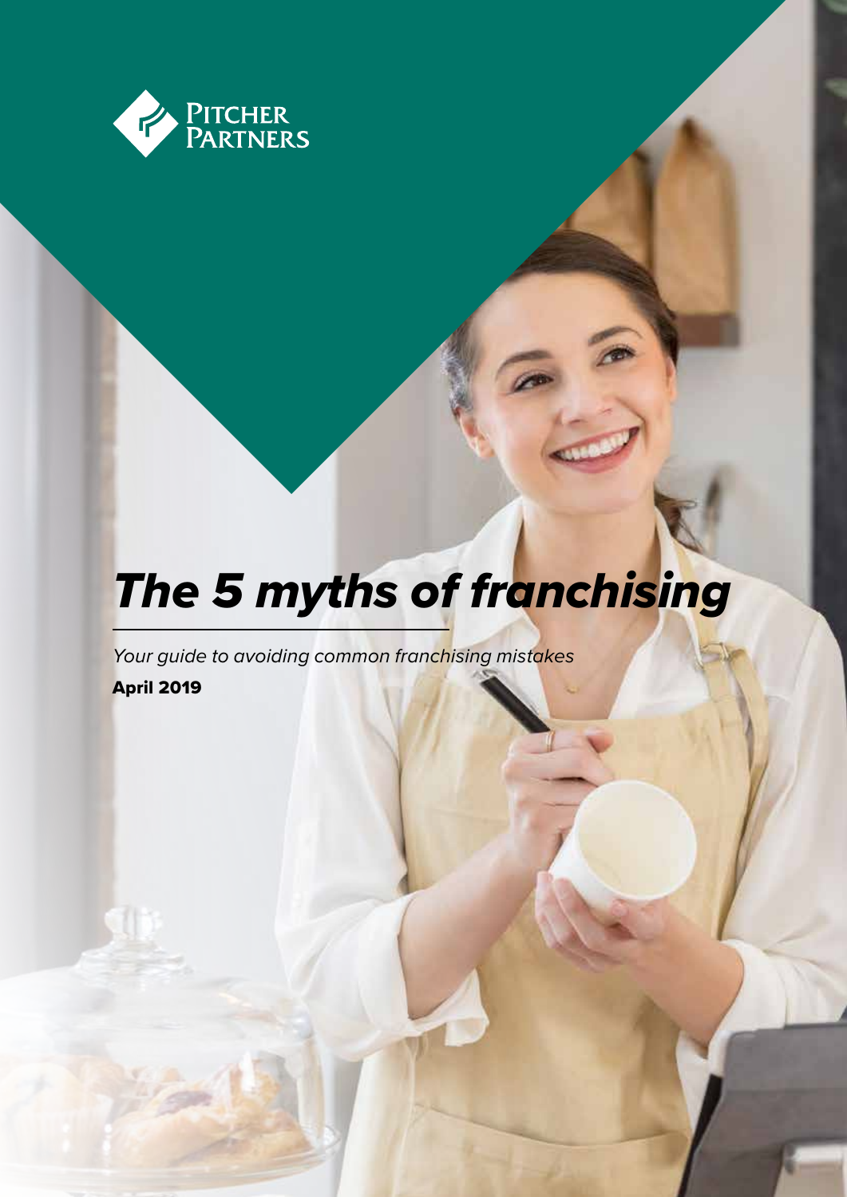Pitcher Partners

# *The 5 myths of franchising*

*Your guide to avoiding common franchising mistakes*

**April 2019**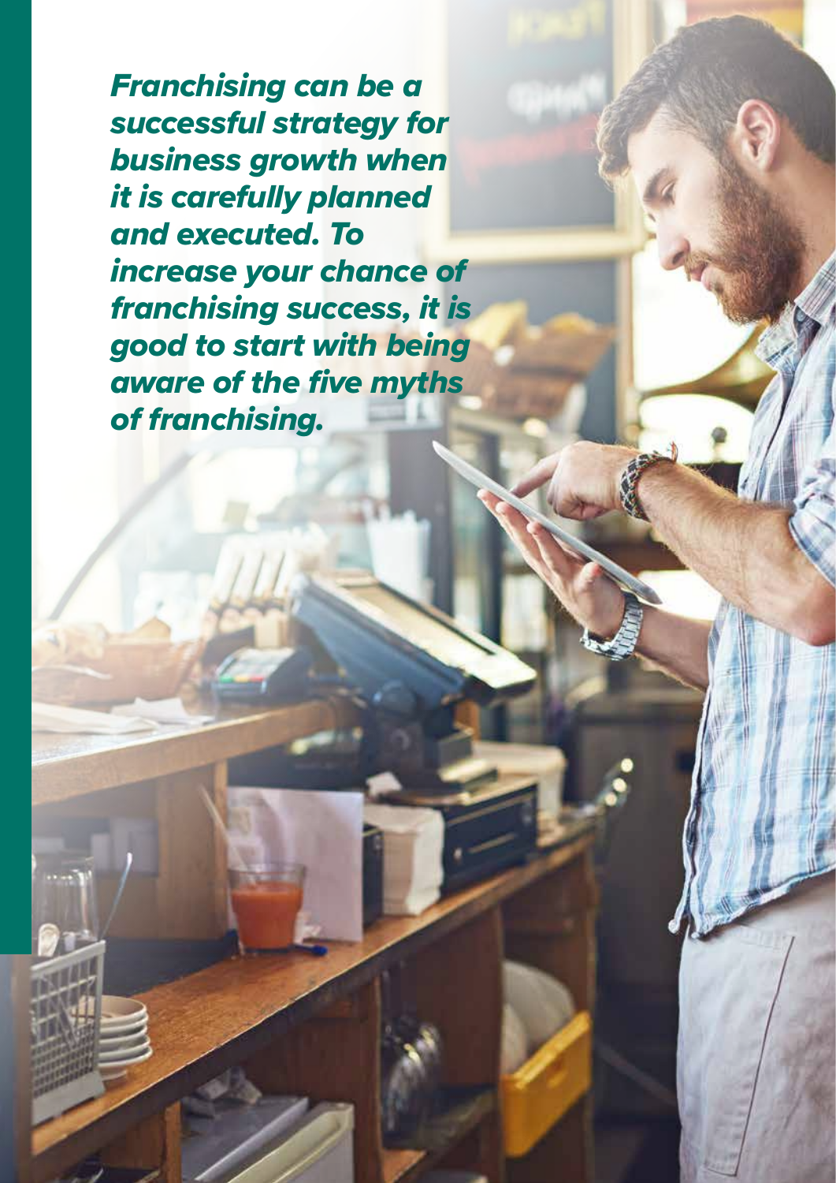***Franchising can be a successful strategy for business growth when it is carefully planned and executed. To increase your chance of franchising success, it is good to start with being aware of the five myths of franchising.***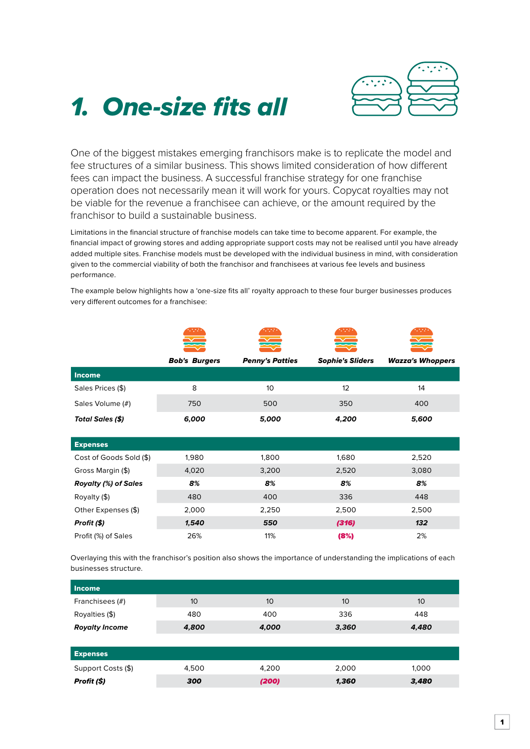# 1. One-size fits all

One of the biggest mistakes emerging franchisors make is to replicate the model and fee structures of a similar business. This shows limited consideration of how different fees can impact the business. A successful franchise strategy for one franchise operation does not necessarily mean it will work for yours. Copycat royalties may not be viable for the revenue a franchisee can achieve, or the amount required by the franchisor to build a sustainable business.

Limitations in the financial structure of franchise models can take time to become apparent. For example, the financial impact of growing stores and adding appropriate support costs may not be realised until you have already added multiple sites. Franchise models must be developed with the individual business in mind, with consideration given to the commercial viability of both the franchisor and franchisees at various fee levels and business performance.

The example below highlights how a 'one-size fits all' royalty approach to these four burger businesses produces very different outcomes for a franchisee:

| | ***Bob's Burgers*** | ***Penny's Patties*** | ***Sophie's Sliders*** | ***Wazza's Whoppers*** |
|---|---|---|---|---|
| **Income** | | | | |
| Sales Prices ($) | 8 | 10 | 12 | 14 |
| Sales Volume (#) | 750 | 500 | 350 | 400 |
| ***Total Sales ($)*** | ***6,000*** | ***5,000*** | ***4,200*** | ***5,600*** |
| **Expenses** | | | | |
| Cost of Goods Sold ($) | 1,980 | 1,800 | 1,680 | 2,520 |
| Gross Margin ($) | 4,020 | 3,200 | 2,520 | 3,080 |
| ***Royalty (%) of Sales*** | ***8%*** | ***8%*** | ***8%*** | ***8%*** |
| Royalty ($) | 480 | 400 | 336 | 448 |
| Other Expenses ($) | 2,000 | 2,250 | 2,500 | 2,500 |
| ***Profit ($)*** | ***1,540*** | ***550*** | ***(316)*** | ***132*** |
| Profit (%) of Sales | 26% | 11% | **(8%)** | 2% |

Overlaying this with the franchisor's position also shows the importance of understanding the implications of each businesses structure.

| | Bob's Burgers | Penny's Patties | Sophie's Sliders | Wazza's Whoppers |
|---|---|---|---|---|
| **Income** | | | | |
| Franchisees (#) | 10 | 10 | 10 | 10 |
| Royalties ($) | 480 | 400 | 336 | 448 |
| ***Royalty Income*** | ***4,800*** | ***4,000*** | ***3,360*** | ***4,480*** |
| **Expenses** | | | | |
| Support Costs ($) | 4,500 | 4,200 | 2,000 | 1,000 |
| ***Profit ($)*** | ***300*** | ***(200)*** | ***1,360*** | ***3,480*** |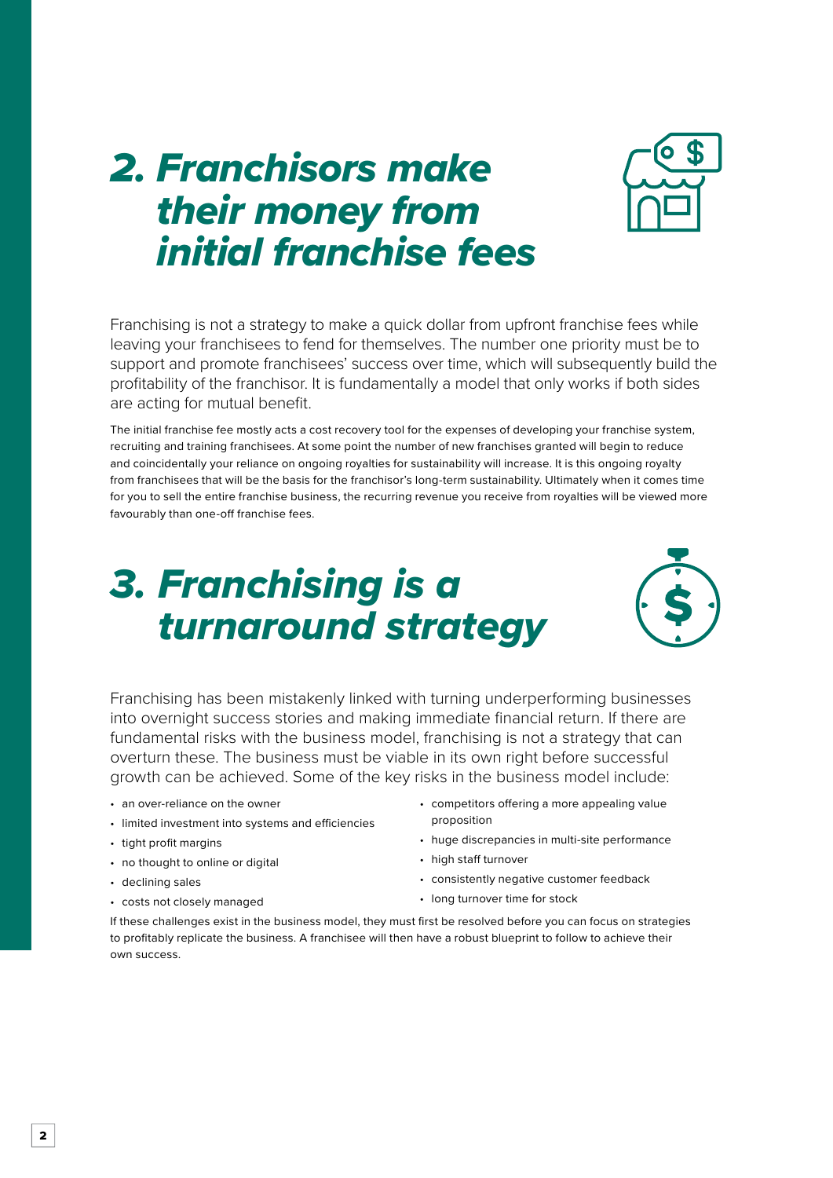## *2. Franchisors make their money from initial franchise fees*

Franchising is not a strategy to make a quick dollar from upfront franchise fees while leaving your franchisees to fend for themselves. The number one priority must be to support and promote franchisees' success over time, which will subsequently build the profitability of the franchisor. It is fundamentally a model that only works if both sides are acting for mutual benefit.

The initial franchise fee mostly acts a cost recovery tool for the expenses of developing your franchise system, recruiting and training franchisees. At some point the number of new franchises granted will begin to reduce and coincidentally your reliance on ongoing royalties for sustainability will increase. It is this ongoing royalty from franchisees that will be the basis for the franchisor's long-term sustainability. Ultimately when it comes time for you to sell the entire franchise business, the recurring revenue you receive from royalties will be viewed more favourably than one-off franchise fees.

## *3. Franchising is a turnaround strategy*

Franchising has been mistakenly linked with turning underperforming businesses into overnight success stories and making immediate financial return. If there are fundamental risks with the business model, franchising is not a strategy that can overturn these. The business must be viable in its own right before successful growth can be achieved. Some of the key risks in the business model include:

- an over-reliance on the owner
- limited investment into systems and efficiencies
- tight profit margins
- no thought to online or digital
- declining sales
- costs not closely managed
- competitors offering a more appealing value proposition
- huge discrepancies in multi-site performance
- high staff turnover
- consistently negative customer feedback
- long turnover time for stock

If these challenges exist in the business model, they must first be resolved before you can focus on strategies to profitably replicate the business. A franchisee will then have a robust blueprint to follow to achieve their own success.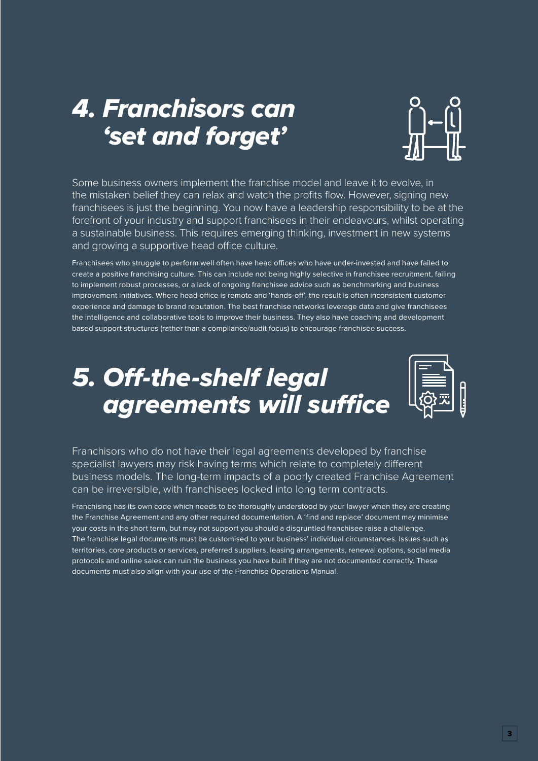## *4. Franchisors can ‘set and forget’*

Some business owners implement the franchise model and leave it to evolve, in the mistaken belief they can relax and watch the profits flow. However, signing new franchisees is just the beginning. You now have a leadership responsibility to be at the forefront of your industry and support franchisees in their endeavours, whilst operating a sustainable business. This requires emerging thinking, investment in new systems and growing a supportive head office culture.

Franchisees who struggle to perform well often have head offices who have under-invested and have failed to create a positive franchising culture. This can include not being highly selective in franchisee recruitment, failing to implement robust processes, or a lack of ongoing franchisee advice such as benchmarking and business improvement initiatives. Where head office is remote and ‘hands-off’, the result is often inconsistent customer experience and damage to brand reputation. The best franchise networks leverage data and give franchisees the intelligence and collaborative tools to improve their business. They also have coaching and development based support structures (rather than a compliance/audit focus) to encourage franchisee success.

## *5. Off-the-shelf legal agreements will suffice*

Franchisors who do not have their legal agreements developed by franchise specialist lawyers may risk having terms which relate to completely different business models. The long-term impacts of a poorly created Franchise Agreement can be irreversible, with franchisees locked into long term contracts.

Franchising has its own code which needs to be thoroughly understood by your lawyer when they are creating the Franchise Agreement and any other required documentation. A ‘find and replace’ document may minimise your costs in the short term, but may not support you should a disgruntled franchisee raise a challenge. The franchise legal documents must be customised to your business’ individual circumstances. Issues such as territories, core products or services, preferred suppliers, leasing arrangements, renewal options, social media protocols and online sales can ruin the business you have built if they are not documented correctly. These documents must also align with your use of the Franchise Operations Manual.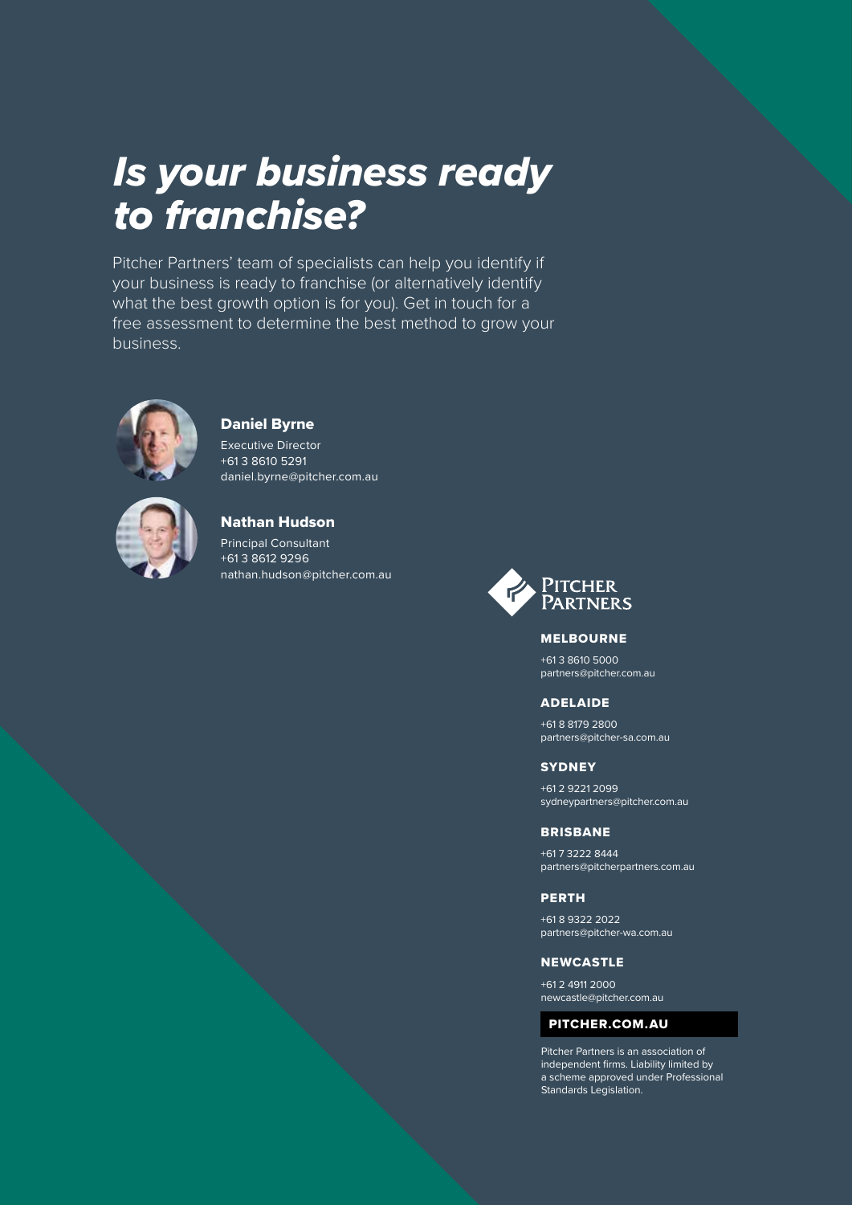# *Is your business ready to franchise?*

Pitcher Partners' team of specialists can help you identify if your business is ready to franchise (or alternatively identify what the best growth option is for you). Get in touch for a free assessment to determine the best method to grow your business.

**Daniel Byrne**
Executive Director
+61 3 8610 5291
daniel.byrne@pitcher.com.au

**Nathan Hudson**
Principal Consultant
+61 3 8612 9296
nathan.hudson@pitcher.com.au

PITCHER PARTNERS

**MELBOURNE**
+61 3 8610 5000
partners@pitcher.com.au

**ADELAIDE**
+61 8 8179 2800
partners@pitcher-sa.com.au

**SYDNEY**
+61 2 9221 2099
sydneypartners@pitcher.com.au

**BRISBANE**
+61 7 3222 8444
partners@pitcherpartners.com.au

**PERTH**
+61 8 9322 2022
partners@pitcher-wa.com.au

**NEWCASTLE**
+61 2 4911 2000
newcastle@pitcher.com.au

**PITCHER.COM.AU**

Pitcher Partners is an association of independent firms. Liability limited by a scheme approved under Professional Standards Legislation.